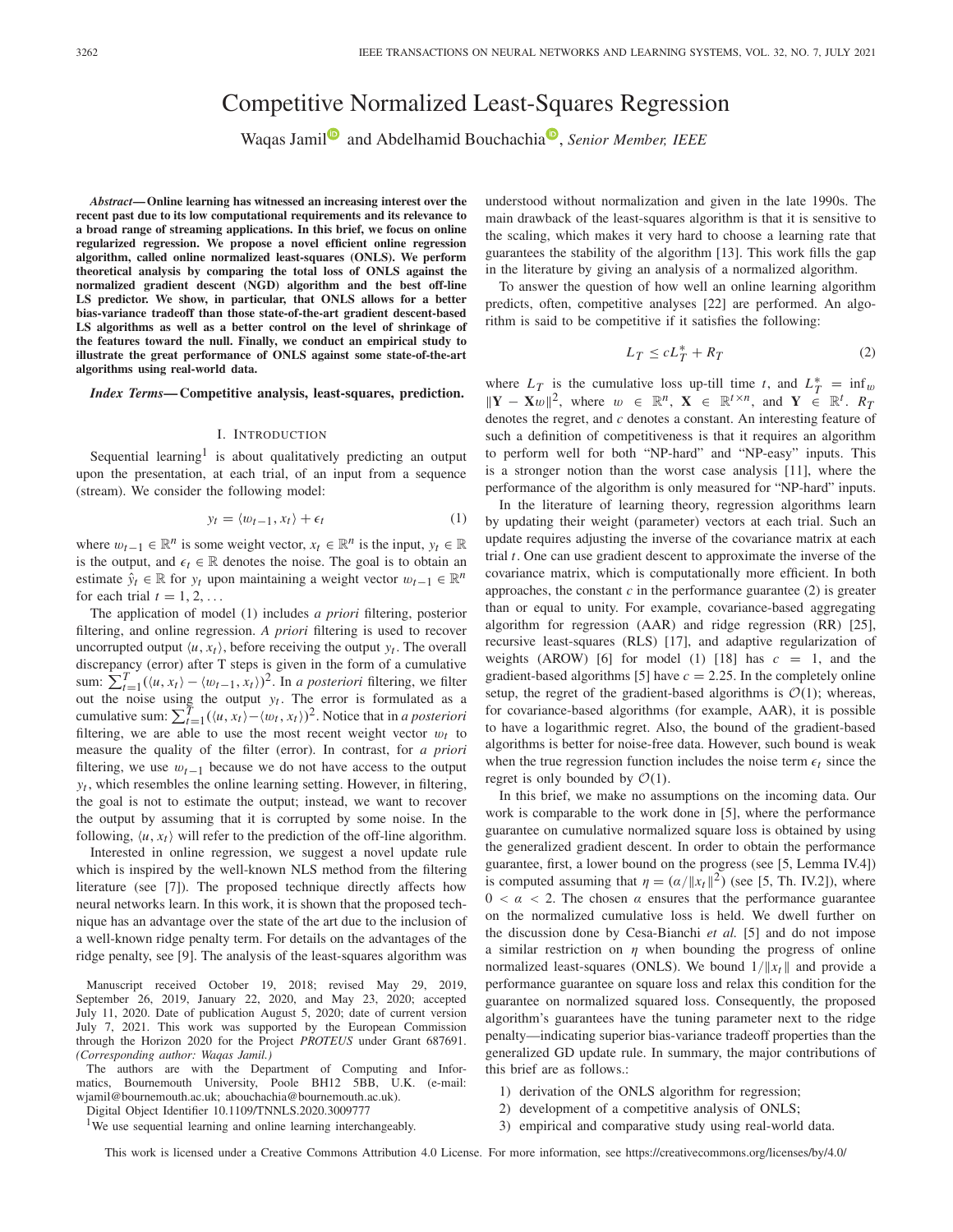# Competitive Normalized Least-Squares Regression

Waqas Jamil and Abdelhamid Bouchachia, *Senior Member, IEEE*

***Abstract*— Online learning has witnessed an increasing interest over the recent past due to its low computational requirements and its relevance to a broad range of streaming applications. In this brief, we focus on online regularized regression. We propose a novel efficient online regression algorithm, called online normalized least-squares (ONLS). We perform theoretical analysis by comparing the total loss of ONLS against the normalized gradient descent (NGD) algorithm and the best off-line LS predictor. We show, in particular, that ONLS allows for a better bias-variance tradeoff than those state-of-the-art gradient descent-based LS algorithms as well as a better control on the level of shrinkage of the features toward the null. Finally, we conduct an empirical study to illustrate the great performance of ONLS against some state-of-the-art algorithms using real-world data.**

***Index Terms*— Competitive analysis, least-squares, prediction.**

## I. Introduction

Sequential learning[1] is about qualitatively predicting an output upon the presentation, at each trial, of an input from a sequence (stream). We consider the following model:

$$y_t = \langle w_{t-1}, x_t \rangle + \epsilon_t \tag{1}$$

where $w_{t-1} \in \mathbb{R}^n$ is some weight vector, $x_t \in \mathbb{R}^n$ is the input, $y_t \in \mathbb{R}$ is the output, and $\epsilon_t \in \mathbb{R}$ denotes the noise. The goal is to obtain an estimate $\hat{y}_t \in \mathbb{R}$ for $y_t$ upon maintaining a weight vector $w_{t-1} \in \mathbb{R}^n$ for each trial $t = 1, 2, \ldots$

The application of model (1) includes *a priori* filtering, posterior filtering, and online regression. *A priori* filtering is used to recover uncorrupted output $\langle u, x_t \rangle$, before receiving the output $y_t$. The overall discrepancy (error) after T steps is given in the form of a cumulative sum: $\sum_{t=1}^{T}(\langle u, x_t \rangle - \langle w_{t-1}, x_t \rangle)^2$. In *a posteriori* filtering, we filter out the noise using the output $y_t$. The error is formulated as a cumulative sum: $\sum_{t=1}^{T}(\langle u, x_t \rangle - \langle w_t, x_t \rangle)^2$. Notice that in *a posteriori* filtering, we are able to use the most recent weight vector $w_t$ to measure the quality of the filter (error). In contrast, for *a priori* filtering, we use $w_{t-1}$ because we do not have access to the output $y_t$, which resembles the online learning setting. However, in filtering, the goal is not to estimate the output; instead, we want to recover the output by assuming that it is corrupted by some noise. In the following, $\langle u, x_t \rangle$ will refer to the prediction of the off-line algorithm.

Interested in online regression, we suggest a novel update rule which is inspired by the well-known NLS method from the filtering literature (see [7]). The proposed technique directly affects how neural networks learn. In this work, it is shown that the proposed technique has an advantage over the state of the art due to the inclusion of a well-known ridge penalty term. For details on the advantages of the ridge penalty, see [9]. The analysis of the least-squares algorithm was understood without normalization and given in the late 1990s. The main drawback of the least-squares algorithm is that it is sensitive to the scaling, which makes it very hard to choose a learning rate that guarantees the stability of the algorithm [13]. This work fills the gap in the literature by giving an analysis of a normalized algorithm.

To answer the question of how well an online learning algorithm predicts, often, competitive analyses [22] are performed. An algorithm is said to be competitive if it satisfies the following:

$$L_T \leq cL_T^* + R_T \tag{2}$$

where $L_T$ is the cumulative loss up-till time $t$, and $L_T^* = \inf_w \|\mathbf{Y} - \mathbf{X}w\|^2$, where $w \in \mathbb{R}^n$, $\mathbf{X} \in \mathbb{R}^{t \times n}$, and $\mathbf{Y} \in \mathbb{R}^t$. $R_T$ denotes the regret, and $c$ denotes a constant. An interesting feature of such a definition of competitiveness is that it requires an algorithm to perform well for both "NP-hard" and "NP-easy" inputs. This is a stronger notion than the worst case analysis [11], where the performance of the algorithm is only measured for "NP-hard" inputs.

In the literature of learning theory, regression algorithms learn by updating their weight (parameter) vectors at each trial. Such an update requires adjusting the inverse of the covariance matrix at each trial $t$. One can use gradient descent to approximate the inverse of the covariance matrix, which is computationally more efficient. In both approaches, the constant $c$ in the performance guarantee (2) is greater than or equal to unity. For example, covariance-based aggregating algorithm for regression (AAR) and ridge regression (RR) [25], recursive least-squares (RLS) [17], and adaptive regularization of weights (AROW) [6] for model (1) [18] has $c = 1$, and the gradient-based algorithms [5] have $c = 2.25$. In the completely online setup, the regret of the gradient-based algorithms is $\mathcal{O}(1)$; whereas, for covariance-based algorithms (for example, AAR), it is possible to have a logarithmic regret. Also, the bound of the gradient-based algorithms is better for noise-free data. However, such bound is weak when the true regression function includes the noise term $\epsilon_t$ since the regret is only bounded by $\mathcal{O}(1)$.

In this brief, we make no assumptions on the incoming data. Our work is comparable to the work done in [5], where the performance guarantee on cumulative normalized square loss is obtained by using the generalized gradient descent. In order to obtain the performance guarantee, first, a lower bound on the progress (see [5, Lemma IV.4]) is computed assuming that $\eta = (\alpha/\|x_t\|^2)$ (see [5, Th. IV.2]), where $0 < \alpha < 2$. The chosen $\alpha$ ensures that the performance guarantee on the normalized cumulative loss is held. We dwell further on the discussion done by Cesa-Bianchi *et al.* [5] and do not impose a similar restriction on $\eta$ when bounding the progress of online normalized least-squares (ONLS). We bound $1/\|x_t\|$ and provide a performance guarantee on square loss and relax this condition for the guarantee on normalized squared loss. Consequently, the proposed algorithm's guarantees have the tuning parameter next to the ridge penalty—indicating superior bias-variance tradeoff properties than the generalized GD update rule. In summary, the major contributions of this brief are as follows.:

1) derivation of the ONLS algorithm for regression;
2) development of a competitive analysis of ONLS;
3) empirical and comparative study using real-world data.

Manuscript received October 19, 2018; revised May 29, 2019, September 26, 2019, January 22, 2020, and May 23, 2020; accepted July 11, 2020. Date of publication August 5, 2020; date of current version July 7, 2021. This work was supported by the European Commission through the Horizon 2020 for the Project *PROTEUS* under Grant 687691. *(Corresponding author: Waqas Jamil.)*

The authors are with the Department of Computing and Informatics, Bournemouth University, Poole BH12 5BB, U.K. (e-mail: wjamil@bournemouth.ac.uk; abouchachia@bournemouth.ac.uk).

Digital Object Identifier 10.1109/TNNLS.2020.3009777

[1] We use sequential learning and online learning interchangeably.

This work is licensed under a Creative Commons Attribution 4.0 License. For more information, see https://creativecommons.org/licenses/by/4.0/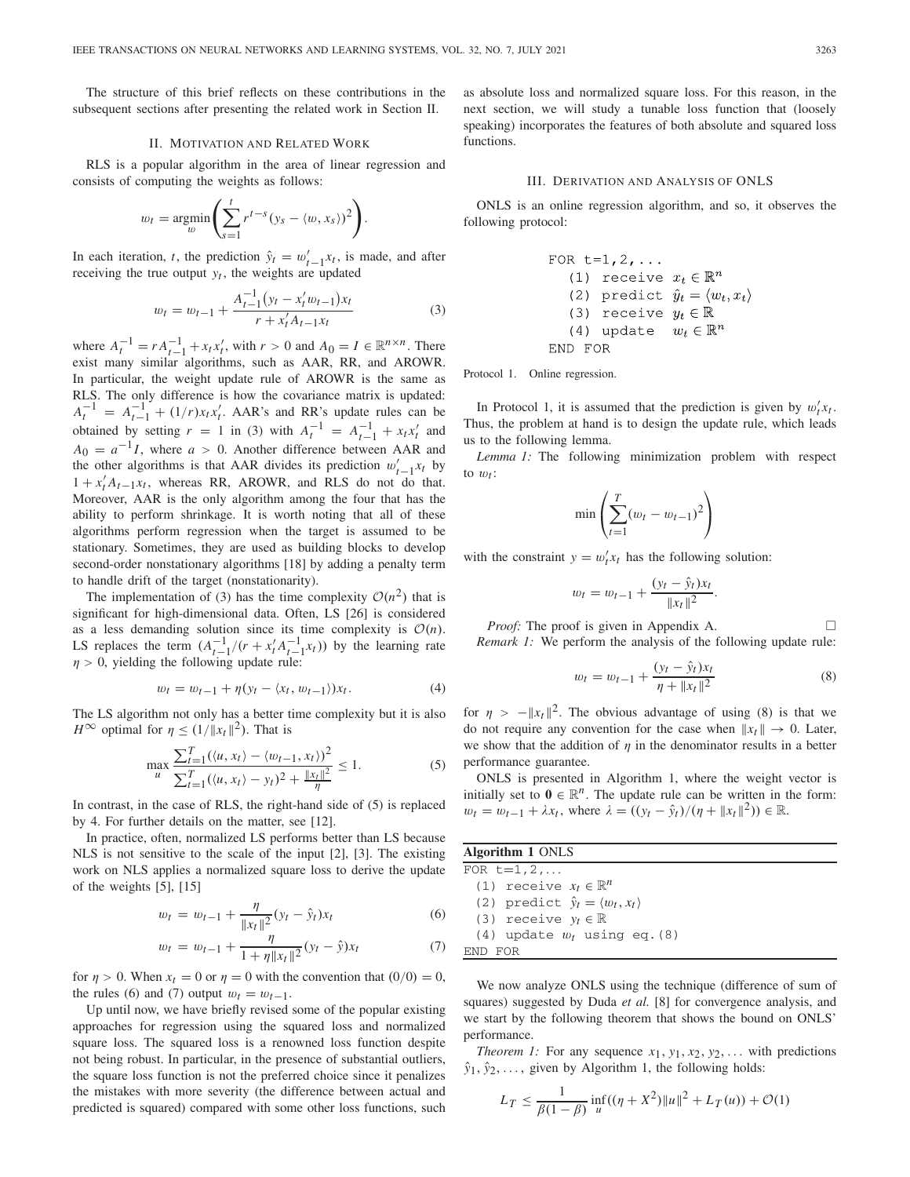The structure of this brief reflects on these contributions in the subsequent sections after presenting the related work in Section II.

## II. Motivation and Related Work

RLS is a popular algorithm in the area of linear regression and consists of computing the weights as follows:

$$w_t = \underset{w}{\operatorname{argmin}} \left( \sum_{s=1}^{t} r^{t-s} (y_s - \langle w, x_s \rangle)^2 \right).$$

In each iteration, $t$, the prediction $\hat{y}_t = w'_{t-1} x_t$, is made, and after receiving the true output $y_t$, the weights are updated

$$w_t = w_{t-1} + \frac{A_{t-1}^{-1}(y_t - x'_t w_{t-1}) x_t}{r + x'_t A_{t-1} x_t} \tag{3}$$

where $A_t^{-1} = r A_{t-1}^{-1} + x_t x'_t$, with $r > 0$ and $A_0 = I \in \mathbb{R}^{n \times n}$. There exist many similar algorithms, such as AAR, RR, and AROWR. In particular, the weight update rule of AROWR is the same as RLS. The only difference is how the covariance matrix is updated: $A_t^{-1} = A_{t-1}^{-1} + (1/r) x_t x'_t$. AAR's and RR's update rules can be obtained by setting $r = 1$ in (3) with $A_t^{-1} = A_{t-1}^{-1} + x_t x'_t$ and $A_0 = a^{-1} I$, where $a > 0$. Another difference between AAR and the other algorithms is that AAR divides its prediction $w'_{t-1} x_t$ by $1 + x'_t A_{t-1} x_t$, whereas RR, AROWR, and RLS do not do that. Moreover, AAR is the only algorithm among the four that has the ability to perform shrinkage. It is worth noting that all of these algorithms perform regression when the target is assumed to be stationary. Sometimes, they are used as building blocks to develop second-order nonstationary algorithms [18] by adding a penalty term to handle drift of the target (nonstationarity).

The implementation of (3) has the time complexity $\mathcal{O}(n^2)$ that is significant for high-dimensional data. Often, LS [26] is considered as a less demanding solution since its time complexity is $\mathcal{O}(n)$. LS replaces the term $(A_{t-1}^{-1}/(r + x'_t A_{t-1}^{-1} x_t))$ by the learning rate $\eta > 0$, yielding the following update rule:

$$w_t = w_{t-1} + \eta (y_t - \langle x_t, w_{t-1} \rangle) x_t. \tag{4}$$

The LS algorithm not only has a better time complexity but it is also $H^\infty$ optimal for $\eta \leq (1/\|x_t\|^2)$. That is

$$\max_u \frac{\sum_{t=1}^{T} (\langle u, x_t \rangle - \langle w_{t-1}, x_t \rangle)^2}{\sum_{t=1}^{T} (\langle u, x_t \rangle - y_t)^2 + \frac{\|x_t\|^2}{\eta}} \leq 1. \tag{5}$$

In contrast, in the case of RLS, the right-hand side of (5) is replaced by 4. For further details on the matter, see [12].

In practice, often, normalized LS performs better than LS because NLS is not sensitive to the scale of the input [2], [3]. The existing work on NLS applies a normalized square loss to derive the update of the weights [5], [15]

$$w_t = w_{t-1} + \frac{\eta}{\|x_t\|^2} (y_t - \hat{y}_t) x_t \tag{6}$$

$$w_t = w_{t-1} + \frac{\eta}{1 + \eta \|x_t\|^2} (y_t - \hat{y}) x_t \tag{7}$$

for $\eta > 0$. When $x_t = 0$ or $\eta = 0$ with the convention that $(0/0) = 0$, the rules (6) and (7) output $w_t = w_{t-1}$.

Up until now, we have briefly revised some of the popular existing approaches for regression using the squared loss and normalized square loss. The squared loss is a renowned loss function despite not being robust. In particular, in the presence of substantial outliers, the square loss function is not the preferred choice since it penalizes the mistakes with more severity (the difference between actual and predicted is squared) compared with some other loss functions, such as absolute loss and normalized square loss. For this reason, in the next section, we will study a tunable loss function that (loosely speaking) incorporates the features of both absolute and squared loss functions.

## III. Derivation and Analysis of ONLS

ONLS is an online regression algorithm, and so, it observes the following protocol:

```
FOR t=1,2,...
  (1) receive x_t ∈ R^n
  (2) predict ŷ_t = ⟨w_t, x_t⟩
  (3) receive y_t ∈ R
  (4) update  w_t ∈ R^n
END FOR
```

Protocol 1. Online regression.

In Protocol 1, it is assumed that the prediction is given by $w'_t x_t$. Thus, the problem at hand is to design the update rule, which leads us to the following lemma.

*Lemma 1:* The following minimization problem with respect to $w_t$:

$$\min \left( \sum_{t=1}^{T} (w_t - w_{t-1})^2 \right)$$

with the constraint $y = w'_t x_t$ has the following solution:

$$w_t = w_{t-1} + \frac{(y_t - \hat{y}_t) x_t}{\|x_t\|^2}.$$

*Proof:* The proof is given in Appendix A. □

*Remark 1:* We perform the analysis of the following update rule:

$$w_t = w_{t-1} + \frac{(y_t - \hat{y}_t) x_t}{\eta + \|x_t\|^2} \tag{8}$$

for $\eta > -\|x_t\|^2$. The obvious advantage of using (8) is that we do not require any convention for the case when $\|x_t\| \to 0$. Later, we show that the addition of $\eta$ in the denominator results in a better performance guarantee.

ONLS is presented in Algorithm 1, where the weight vector is initially set to $\mathbf{0} \in \mathbb{R}^n$. The update rule can be written in the form: $w_t = w_{t-1} + \lambda x_t$, where $\lambda = ((y_t - \hat{y}_t)/(\eta + \|x_t\|^2)) \in \mathbb{R}$.

**Algorithm 1** ONLS

```
FOR t=1,2,...
  (1) receive x_t ∈ R^n
  (2) predict ŷ_t = ⟨w_t, x_t⟩
  (3) receive y_t ∈ R
  (4) update w_t using eq.(8)
END FOR
```

We now analyze ONLS using the technique (difference of sum of squares) suggested by Duda *et al.* [8] for convergence analysis, and we start by the following theorem that shows the bound on ONLS' performance.

*Theorem 1:* For any sequence $x_1, y_1, x_2, y_2, \ldots$ with predictions $\hat{y}_1, \hat{y}_2, \ldots$, given by Algorithm 1, the following holds:

$$L_T \leq \frac{1}{\beta(1-\beta)} \inf_u ((\eta + X^2)\|u\|^2 + L_T(u)) + \mathcal{O}(1)$$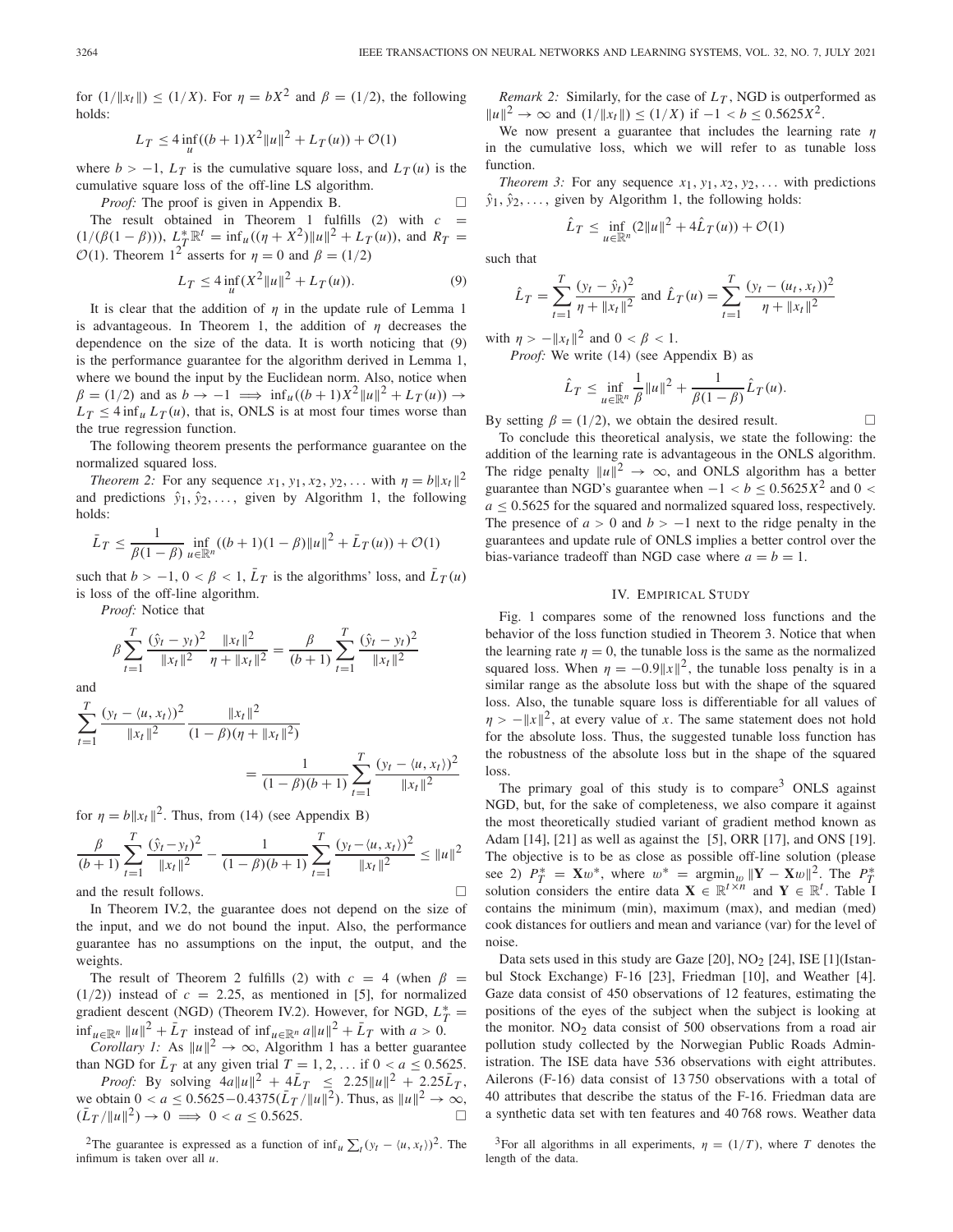for $(1/\|x_t\|) \leq (1/X)$. For $\eta = bX^2$ and $\beta = (1/2)$, the following holds:

$$L_T \leq 4 \inf_u ((b+1)X^2\|u\|^2 + L_T(u)) + \mathcal{O}(1)$$

where $b > -1$, $L_T$ is the cumulative square loss, and $L_T(u)$ is the cumulative square loss of the off-line LS algorithm.

*Proof:* The proof is given in Appendix B. □

The result obtained in Theorem 1 fulfills (2) with $c = (1/(\beta(1-\beta)))$, $L_T^* \mathbb{R}^t = \inf_u((\eta + X^2)\|u\|^2 + L_T(u))$, and $R_T = \mathcal{O}(1)$. Theorem 1[2] asserts for $\eta = 0$ and $\beta = (1/2)$

$$L_T \leq 4 \inf_u (X^2\|u\|^2 + L_T(u)). \tag{9}$$

It is clear that the addition of $\eta$ in the update rule of Lemma 1 is advantageous. In Theorem 1, the addition of $\eta$ decreases the dependence on the size of the data. It is worth noticing that (9) is the performance guarantee for the algorithm derived in Lemma 1, where we bound the input by the Euclidean norm. Also, notice when $\beta = (1/2)$ and as $b \to -1 \implies \inf_u((b+1)X^2\|u\|^2 + L_T(u)) \to L_T \leq 4 \inf_u L_T(u)$, that is, ONLS is at most four times worse than the true regression function.

The following theorem presents the performance guarantee on the normalized squared loss.

*Theorem 2:* For any sequence $x_1, y_1, x_2, y_2, \ldots$ with $\eta = b\|x_t\|^2$ and predictions $\hat{y}_1, \hat{y}_2, \ldots$, given by Algorithm 1, the following holds:

$$\bar{L}_T \leq \frac{1}{\beta(1-\beta)} \inf_{u \in \mathbb{R}^n} ((b+1)(1-\beta)\|u\|^2 + \bar{L}_T(u)) + \mathcal{O}(1)$$

such that $b > -1$, $0 < \beta < 1$, $\bar{L}_T$ is the algorithms' loss, and $\bar{L}_T(u)$ is loss of the off-line algorithm.

*Proof:* Notice that

$$\beta \sum_{t=1}^{T} \frac{(\hat{y}_t - y_t)^2}{\|x_t\|^2} \frac{\|x_t\|^2}{\eta + \|x_t\|^2} = \frac{\beta}{(b+1)} \sum_{t=1}^{T} \frac{(\hat{y}_t - y_t)^2}{\|x_t\|^2}$$

and

$$\sum_{t=1}^{T} \frac{(y_t - \langle u, x_t\rangle)^2}{\|x_t\|^2} \frac{\|x_t\|^2}{(1-\beta)(\eta + \|x_t\|^2)} = \frac{1}{(1-\beta)(b+1)} \sum_{t=1}^{T} \frac{(y_t - \langle u, x_t\rangle)^2}{\|x_t\|^2}$$

for $\eta = b\|x_t\|^2$. Thus, from (14) (see Appendix B)

$$\frac{\beta}{(b+1)} \sum_{t=1}^{T} \frac{(\hat{y}_t - y_t)^2}{\|x_t\|^2} - \frac{1}{(1-\beta)(b+1)} \sum_{t=1}^{T} \frac{(y_t - \langle u, x_t\rangle)^2}{\|x_t\|^2} \leq \|u\|^2$$

and the result follows. □

In Theorem IV.2, the guarantee does not depend on the size of the input, and we do not bound the input. Also, the performance guarantee has no assumptions on the input, the output, and the weights.

The result of Theorem 2 fulfills (2) with $c = 4$ (when $\beta = (1/2)$) instead of $c = 2.25$, as mentioned in [5], for normalized gradient descent (NGD) (Theorem IV.2). However, for NGD, $L_T^* = \inf_{u \in \mathbb{R}^n} \|u\|^2 + \bar{L}_T$ instead of $\inf_{u \in \mathbb{R}^n} a\|u\|^2 + \bar{L}_T$ with $a > 0$.

*Corollary 1:* As $\|u\|^2 \to \infty$, Algorithm 1 has a better guarantee than NGD for $\bar{L}_T$ at any given trial $T = 1, 2, \ldots$ if $0 < a \leq 0.5625$.

*Proof:* By solving $4a\|u\|^2 + 4\bar{L}_T \leq 2.25\|u\|^2 + 2.25\bar{L}_T$, we obtain $0 < a \leq 0.5625 - 0.4375(\bar{L}_T/\|u\|^2)$. Thus, as $\|u\|^2 \to \infty$, $(\bar{L}_T/\|u\|^2) \to 0 \implies 0 < a \leq 0.5625$. □

*Remark 2:* Similarly, for the case of $L_T$, NGD is outperformed as $\|u\|^2 \to \infty$ and $(1/\|x_t\|) \leq (1/X)$ if $-1 < b \leq 0.5625X^2$.

We now present a guarantee that includes the learning rate $\eta$ in the cumulative loss, which we will refer to as tunable loss function.

*Theorem 3:* For any sequence $x_1, y_1, x_2, y_2, \ldots$ with predictions $\hat{y}_1, \hat{y}_2, \ldots$, given by Algorithm 1, the following holds:

$$\hat{L}_T \leq \inf_{u \in \mathbb{R}^n} (2\|u\|^2 + 4\hat{L}_T(u)) + \mathcal{O}(1)$$

such that

$$\hat{L}_T = \sum_{t=1}^{T} \frac{(y_t - \hat{y}_t)^2}{\eta + \|x_t\|^2} \text{ and } \hat{L}_T(u) = \sum_{t=1}^{T} \frac{(y_t - (u_t, x_t))^2}{\eta + \|x_t\|^2}$$

with $\eta > -\|x_t\|^2$ and $0 < \beta < 1$.

*Proof:* We write (14) (see Appendix B) as

$$\hat{L}_T \leq \inf_{u \in \mathbb{R}^n} \frac{1}{\beta}\|u\|^2 + \frac{1}{\beta(1-\beta)} \hat{L}_T(u).$$

By setting $\beta = (1/2)$, we obtain the desired result. □

To conclude this theoretical analysis, we state the following: the addition of the learning rate is advantageous in the ONLS algorithm. The ridge penalty $\|u\|^2 \to \infty$, and ONLS algorithm has a better guarantee than NGD's guarantee when $-1 < b \leq 0.5625X^2$ and $0 < a \leq 0.5625$ for the squared and normalized squared loss, respectively. The presence of $a > 0$ and $b > -1$ next to the ridge penalty in the guarantees and update rule of ONLS implies a better control over the bias-variance tradeoff than NGD case where $a = b = 1$.

## IV. Empirical Study

Fig. 1 compares some of the renowned loss functions and the behavior of the loss function studied in Theorem 3. Notice that when the learning rate $\eta = 0$, the tunable loss is the same as the normalized squared loss. When $\eta = -0.9\|x\|^2$, the tunable loss penalty is in a similar range as the absolute loss but with the shape of the squared loss. Also, the tunable square loss is differentiable for all values of $\eta > -\|x\|^2$, at every value of $x$. The same statement does not hold for the absolute loss. Thus, the suggested tunable loss function has the robustness of the absolute loss but in the shape of the squared loss.

The primary goal of this study is to compare[3] ONLS against NGD, but, for the sake of completeness, we also compare it against the most theoretically studied variant of gradient method known as Adam [14], [21] as well as against the [5], ORR [17], and ONS [19]. The objective is to be as close as possible off-line solution (please see 2) $P_T^* = \mathbf{X}w^*$, where $w^* = \operatorname{argmin}_w \|\mathbf{Y} - \mathbf{X}w\|^2$. The $P_T^*$ solution considers the entire data $\mathbf{X} \in \mathbb{R}^{t \times n}$ and $\mathbf{Y} \in \mathbb{R}^t$. Table I contains the minimum (min), maximum (max), and median (med) cook distances for outliers and mean and variance (var) for the level of noise.

Data sets used in this study are Gaze [20], $NO_2$ [24], ISE [1](Istanbul Stock Exchange) F-16 [23], Friedman [10], and Weather [4]. Gaze data consist of 450 observations of 12 features, estimating the positions of the eyes of the subject when the subject is looking at the monitor. $NO_2$ data consist of 500 observations from a road air pollution study collected by the Norwegian Public Roads Administration. The ISE data have 536 observations with eight attributes. Ailerons (F-16) data consist of 13 750 observations with a total of 40 attributes that describe the status of the F-16. Friedman data are a synthetic data set with ten features and 40 768 rows. Weather data

[2]The guarantee is expressed as a function of $\inf_u \sum_t (y_t - \langle u, x_t\rangle)^2$. The infimum is taken over all $u$.

[3]For all algorithms in all experiments, $\eta = (1/T)$, where $T$ denotes the length of the data.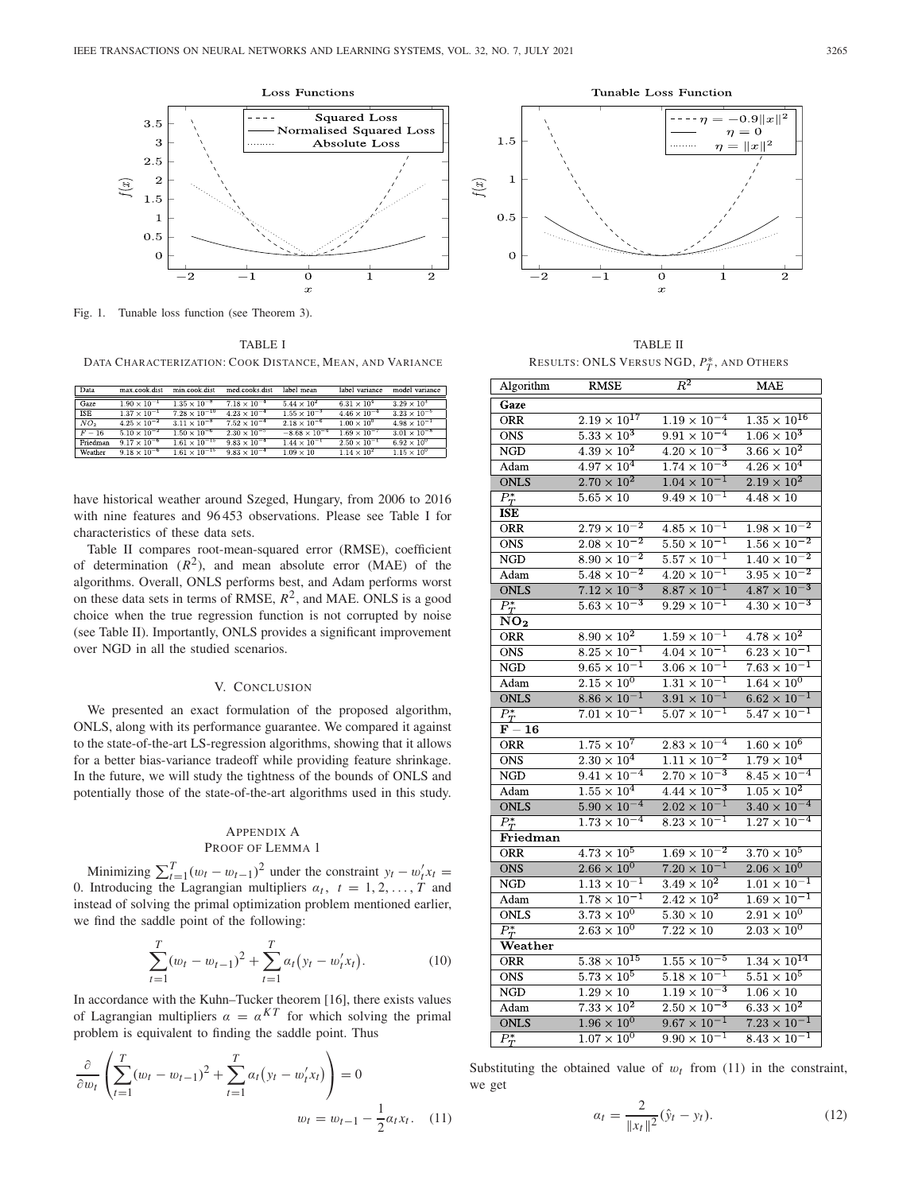Fig. 1. Tunable loss function (see Theorem 3).

TABLE I

DATA CHARACTERIZATION: COOK DISTANCE, MEAN, AND VARIANCE

| Data | max.cook.dist | min.cook.dist | med.cooks.dist | label mean | label variance | model variance |
|---|---|---|---|---|---|---|
| Gaze | $1.90 \times 10^{-1}$ | $1.35 \times 10^{-8}$ | $7.18 \times 10^{-4}$ | $5.44 \times 10^{2}$ | $6.31 \times 10^{4}$ | $3.29 \times 10^{3}$ |
| ISE | $1.37 \times 10^{-1}$ | $7.28 \times 10^{-10}$ | $4.23 \times 10^{-4}$ | $1.55 \times 10^{-3}$ | $4.46 \times 10^{-4}$ | $3.23 \times 10^{-5}$ |
| $NO_2$ | $4.25 \times 10^{-2}$ | $3.11 \times 10^{-8}$ | $7.52 \times 10^{-4}$ | $2.18 \times 10^{-8}$ | $1.00 \times 10^{0}$ | $4.98 \times 10^{-1}$ |
| $F-16$ | $5.10 \times 10^{-2}$ | $1.50 \times 10^{-8}$ | $2.30 \times 10^{-5}$ | $-8.68 \times 10^{-4}$ | $1.69 \times 10^{-7}$ | $3.01 \times 10^{-8}$ |
| Friedman | $9.17 \times 10^{-6}$ | $1.61 \times 10^{-15}$ | $9.83 \times 10^{-4}$ | $1.44 \times 10^{-1}$ | $2.50 \times 10^{-1}$ | $6.92 \times 10^{0}$ |
| Weather | $9.18 \times 10^{-6}$ | $1.61 \times 10^{-15}$ | $9.83 \times 10^{-4}$ | $1.09 \times 10$ | $1.14 \times 10^{2}$ | $1.15 \times 10^{0}$ |

have historical weather around Szeged, Hungary, from 2006 to 2016 with nine features and 96 453 observations. Please see Table I for characteristics of these data sets.

Table II compares root-mean-squared error (RMSE), coefficient of determination ($R^2$), and mean absolute error (MAE) of the algorithms. Overall, ONLS performs best, and Adam performs worst on these data sets in terms of RMSE, $R^2$, and MAE. ONLS is a good choice when the true regression function is not corrupted by noise (see Table II). Importantly, ONLS provides a significant improvement over NGD in all the studied scenarios.

## V. CONCLUSION

We presented an exact formulation of the proposed algorithm, ONLS, along with its performance guarantee. We compared it against to the state-of-the-art LS-regression algorithms, showing that it allows for a better bias-variance tradeoff while providing feature shrinkage. In the future, we will study the tightness of the bounds of ONLS and potentially those of the state-of-the-art algorithms used in this study.

## APPENDIX A
## PROOF OF LEMMA 1

Minimizing $\sum_{t=1}^{T}(w_t - w_{t-1})^2$ under the constraint $y_t - w_t'x_t = 0$. Introducing the Lagrangian multipliers $\alpha_t,\ t = 1, 2, \ldots, T$ and instead of solving the primal optimization problem mentioned earlier, we find the saddle point of the following:

$$\sum_{t=1}^{T}(w_t - w_{t-1})^2 + \sum_{t=1}^{T}\alpha_t\big(y_t - w_t'x_t\big). \tag{10}$$

In accordance with the Kuhn–Tucker theorem [16], there exists values of Lagrangian multipliers $\alpha = \alpha^{KT}$ for which solving the primal problem is equivalent to finding the saddle point. Thus

$$\frac{\partial}{\partial w_t}\left(\sum_{t=1}^{T}(w_t - w_{t-1})^2 + \sum_{t=1}^{T}\alpha_t\big(y_t - w_t'x_t\big)\right) = 0$$

$$w_t = w_{t-1} - \frac{1}{2}\alpha_t x_t. \tag{11}$$

TABLE II

RESULTS: ONLS VERSUS NGD, $P_T^*$, AND OTHERS

| Algorithm | RMSE | $R^2$ | MAE |
|---|---|---|---|
| **Gaze** | | | |
| ORR | $2.19 \times 10^{17}$ | $1.19 \times 10^{-4}$ | $1.35 \times 10^{16}$ |
| ONS | $5.33 \times 10^{3}$ | $9.91 \times 10^{-4}$ | $1.06 \times 10^{3}$ |
| NGD | $4.39 \times 10^{2}$ | $4.20 \times 10^{-3}$ | $3.66 \times 10^{2}$ |
| Adam | $4.97 \times 10^{4}$ | $1.74 \times 10^{-3}$ | $4.26 \times 10^{4}$ |
| ONLS | $2.70 \times 10^{2}$ | $1.04 \times 10^{-1}$ | $2.19 \times 10^{2}$ |
| $P_T^*$ | $5.65 \times 10$ | $9.49 \times 10^{-1}$ | $4.48 \times 10$ |
| **ISE** | | | |
| ORR | $2.79 \times 10^{-2}$ | $4.85 \times 10^{-1}$ | $1.98 \times 10^{-2}$ |
| ONS | $2.08 \times 10^{-2}$ | $5.50 \times 10^{-1}$ | $1.56 \times 10^{-2}$ |
| NGD | $8.90 \times 10^{-2}$ | $5.57 \times 10^{-1}$ | $1.40 \times 10^{-2}$ |
| Adam | $5.48 \times 10^{-2}$ | $4.20 \times 10^{-1}$ | $3.95 \times 10^{-2}$ |
| ONLS | $7.12 \times 10^{-3}$ | $8.87 \times 10^{-1}$ | $4.87 \times 10^{-3}$ |
| $P_T^*$ | $5.63 \times 10^{-3}$ | $9.29 \times 10^{-1}$ | $4.30 \times 10^{-3}$ |
| **$NO_2$** | | | |
| ORR | $8.90 \times 10^{2}$ | $1.59 \times 10^{-1}$ | $4.78 \times 10^{2}$ |
| ONS | $8.25 \times 10^{-1}$ | $4.04 \times 10^{-1}$ | $6.23 \times 10^{-1}$ |
| NGD | $9.65 \times 10^{-1}$ | $3.06 \times 10^{-1}$ | $7.63 \times 10^{-1}$ |
| Adam | $2.15 \times 10^{0}$ | $1.31 \times 10^{-1}$ | $1.64 \times 10^{0}$ |
| ONLS | $8.86 \times 10^{-1}$ | $3.91 \times 10^{-1}$ | $6.62 \times 10^{-1}$ |
| $P_T^*$ | $7.01 \times 10^{-1}$ | $5.07 \times 10^{-1}$ | $5.47 \times 10^{-1}$ |
| **$F-16$** | | | |
| ORR | $1.75 \times 10^{7}$ | $2.83 \times 10^{-4}$ | $1.60 \times 10^{6}$ |
| ONS | $2.30 \times 10^{4}$ | $1.11 \times 10^{-2}$ | $1.79 \times 10^{4}$ |
| NGD | $9.41 \times 10^{-4}$ | $2.70 \times 10^{-3}$ | $8.45 \times 10^{-4}$ |
| Adam | $1.55 \times 10^{4}$ | $4.44 \times 10^{-3}$ | $1.05 \times 10^{2}$ |
| ONLS | $5.90 \times 10^{-4}$ | $2.02 \times 10^{-1}$ | $3.40 \times 10^{-4}$ |
| $P_T^*$ | $1.73 \times 10^{-4}$ | $8.23 \times 10^{-1}$ | $1.27 \times 10^{-4}$ |
| **Friedman** | | | |
| ORR | $4.73 \times 10^{5}$ | $1.69 \times 10^{-2}$ | $3.70 \times 10^{5}$ |
| ONS | $2.66 \times 10^{0}$ | $7.20 \times 10^{-1}$ | $2.06 \times 10^{0}$ |
| NGD | $1.13 \times 10^{-1}$ | $3.49 \times 10^{2}$ | $1.01 \times 10^{-1}$ |
| Adam | $1.78 \times 10^{-1}$ | $2.42 \times 10^{2}$ | $1.69 \times 10^{-1}$ |
| ONLS | $3.73 \times 10^{0}$ | $5.30 \times 10$ | $2.91 \times 10^{0}$ |
| $P_T^*$ | $2.63 \times 10^{0}$ | $7.22 \times 10$ | $2.03 \times 10^{0}$ |
| **Weather** | | | |
| ORR | $5.38 \times 10^{15}$ | $1.55 \times 10^{-5}$ | $1.34 \times 10^{14}$ |
| ONS | $5.73 \times 10^{5}$ | $5.18 \times 10^{-1}$ | $5.51 \times 10^{5}$ |
| NGD | $1.29 \times 10$ | $1.19 \times 10^{-3}$ | $1.06 \times 10$ |
| Adam | $7.33 \times 10^{2}$ | $2.50 \times 10^{-3}$ | $6.33 \times 10^{2}$ |
| ONLS | $1.96 \times 10^{0}$ | $9.67 \times 10^{-1}$ | $7.23 \times 10^{-1}$ |
| $P_T^*$ | $1.07 \times 10^{0}$ | $9.90 \times 10^{-1}$ | $8.43 \times 10^{-1}$ |

Substituting the obtained value of $w_t$ from (11) in the constraint, we get

$$\alpha_t = \frac{2}{\|x_t\|^2}(\hat{y}_t - y_t). \tag{12}$$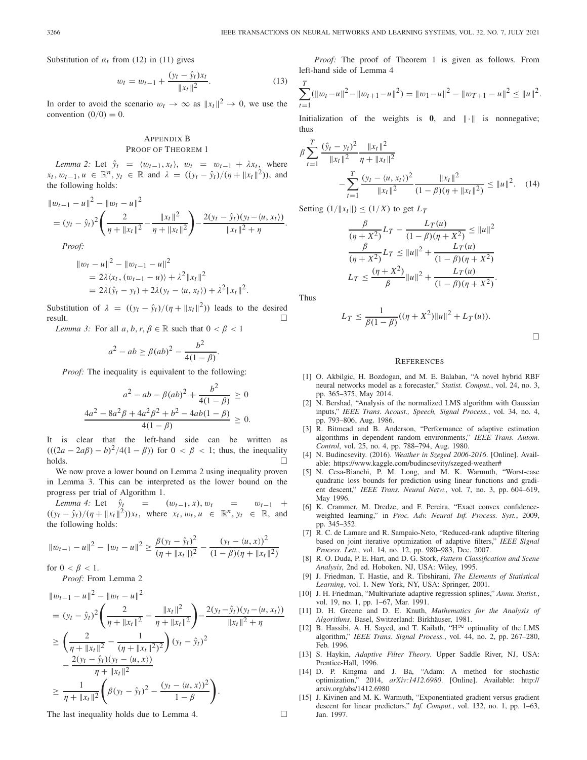Substitution of $\alpha_t$ from (12) in (11) gives

$$w_t = w_{t-1} + \frac{(y_t - \hat{y}_t)x_t}{\|x_t\|^2}. \tag{13}$$

In order to avoid the scenario $w_t \to \infty$ as $\|x_t\|^2 \to 0$, we use the convention $(0/0) = 0$.

## Appendix B
## Proof of Theorem 1

*Lemma 2:* Let $\hat{y}_t = \langle w_{t-1}, x_t \rangle$, $w_t = w_{t-1} + \lambda x_t$, where $x_t, w_{t-1}, u \in \mathbb{R}^n$, $y_t \in \mathbb{R}$ and $\lambda = ((y_t - \hat{y}_t)/(\eta + \|x_t\|^2))$, and the following holds:

$$\|w_{t-1} - u\|^2 - \|w_t - u\|^2$$
$$= (y_t - \hat{y}_t)^2 \left( \frac{2}{\eta + \|x_t\|^2} - \frac{\|x_t\|^2}{\eta + \|x_t\|^2} \right) - \frac{2(y_t - \hat{y}_t)(y_t - \langle u, x_t \rangle)}{\|x_t\|^2 + \eta}.$$

*Proof:*

$$\begin{aligned}
&\|w_t - u\|^2 - \|w_{t-1} - u\|^2 \\
&= 2\lambda \langle x_t, (w_{t-1} - u) \rangle + \lambda^2 \|x_t\|^2 \\
&= 2\lambda(\hat{y}_t - y_t) + 2\lambda(y_t - \langle u, x_t \rangle) + \lambda^2 \|x_t\|^2.
\end{aligned}$$

Substitution of $\lambda = ((y_t - \hat{y}_t)/(\eta + \|x_t\|^2))$ leads to the desired result. □

*Lemma 3:* For all $a, b, r, \beta \in \mathbb{R}$ such that $0 < \beta < 1$

$$a^2 - ab \geq \beta(ab)^2 - \frac{b^2}{4(1-\beta)}.$$

*Proof:* The inequality is equivalent to the following:

$$a^2 - ab - \beta(ab)^2 + \frac{b^2}{4(1-\beta)} \geq 0$$
$$\frac{4a^2 - 8a^2\beta + 4a^2\beta^2 + b^2 - 4ab(1-\beta)}{4(1-\beta)} \geq 0.$$

It is clear that the left-hand side can be written as $(((2a - 2a\beta) - b)^2/4(1-\beta))$ for $0 < \beta < 1$; thus, the inequality holds. □

We now prove a lower bound on Lemma 2 using inequality proven in Lemma 3. This can be interpreted as the lower bound on the progress per trial of Algorithm 1.

*Lemma 4:* Let $\hat{y}_t = (w_{t-1}, x)$, $w_t = w_{t-1} + ((y_t - \hat{y}_t)/(\eta + \|x_t\|^2))x_t$, where $x_t, w_t, u \in \mathbb{R}^n$, $y_t \in \mathbb{R}$, and the following holds:

$$\|w_{t-1} - u\|^2 - \|w_t - u\|^2 \geq \frac{\beta(y_t - \hat{y}_t)^2}{(\eta + \|x_t\|)^2} - \frac{(y_t - \langle u, x \rangle)^2}{(1-\beta)(\eta + \|x_t\|^2)}$$

for $0 < \beta < 1$.

*Proof:* From Lemma 2

$$\begin{aligned}
&\|w_{t-1} - u\|^2 - \|w_t - u\|^2 \\
&= (y_t - \hat{y}_t)^2 \left( \frac{2}{\eta + \|x_t\|^2} - \frac{\|x_t\|^2}{\eta + \|x_t\|^2} \right) - \frac{2(y_t - \hat{y}_t)(y_t - \langle u, x_t \rangle)}{\|x_t\|^2 + \eta} \\
&\geq \left( \frac{2}{\eta + \|x_t\|^2} - \frac{1}{(\eta + \|x_t\|^2)^2} \right)(y_t - \hat{y}_t)^2 \\
&\quad - \frac{2(y_t - \hat{y}_t)(y_t - \langle u, x \rangle)}{\eta + \|x_t\|^2} \\
&\geq \frac{1}{\eta + \|x_t\|^2} \left( \beta(y_t - \hat{y}_t)^2 - \frac{(y_t - \langle u, x \rangle)^2}{1-\beta} \right).
\end{aligned}$$

The last inequality holds due to Lemma 4. □

*Proof:* The proof of Theorem 1 is given as follows. From left-hand side of Lemma 4

$$\sum_{t=1}^{T} (\|w_t - u\|^2 - \|w_{t+1} - u\|^2) = \|w_1 - u\|^2 - \|w_{T+1} - u\|^2 \leq \|u\|^2.$$

Initialization of the weights is $\mathbf{0}$, and $\|\cdot\|$ is nonnegative; thus

$$\beta \sum_{t=1}^{T} \frac{(\hat{y}_t - y_t)^2}{\|x_t\|^2} \frac{\|x_t\|^2}{\eta + \|x_t\|^2} - \sum_{t=1}^{T} \frac{(y_t - \langle u, x_t \rangle)^2}{\|x_t\|^2} \frac{\|x_t\|^2}{(1-\beta)(\eta + \|x_t\|^2)} \leq \|u\|^2. \tag{14}$$

Setting $(1/\|x_t\|) \leq (1/X)$ to get $L_T$

$$\begin{aligned}
\frac{\beta}{(\eta + X^2)} L_T - \frac{L_T(u)}{(1-\beta)(\eta + X^2)} &\leq \|u\|^2 \\
\frac{\beta}{(\eta + X^2)} L_T &\leq \|u\|^2 + \frac{L_T(u)}{(1-\beta)(\eta + X^2)} \\
L_T &\leq \frac{(\eta + X^2)}{\beta} \|u\|^2 + \frac{L_T(u)}{(1-\beta)(\eta + X^2)}.
\end{aligned}$$

Thus

$$L_T \leq \frac{1}{\beta(1-\beta)} ((\eta + X^2)\|u\|^2 + L_T(u)).$$

□

## References

[1] O. Akbilgic, H. Bozdogan, and M. E. Balaban, "A novel hybrid RBF neural networks model as a forecaster," *Statist. Comput.*, vol. 24, no. 3, pp. 365–375, May 2014.

[2] N. Bershad, "Analysis of the normalized LMS algorithm with Gaussian inputs," *IEEE Trans. Acoust., Speech, Signal Process.*, vol. 34, no. 4, pp. 793–806, Aug. 1986.

[3] R. Bitmead and B. Anderson, "Performance of adaptive estimation algorithms in dependent random environments," *IEEE Trans. Autom. Control*, vol. 25, no. 4, pp. 788–794, Aug. 1980.

[4] N. Budincsevity. (2016). *Weather in Szeged 2006-2016*. [Online]. Available: https://www.kaggle.com/budincsevity/szeged-weather#

[5] N. Cesa-Bianchi, P. M. Long, and M. K. Warmuth, "Worst-case quadratic loss bounds for prediction using linear functions and gradient descent," *IEEE Trans. Neural Netw.*, vol. 7, no. 3, pp. 604–619, May 1996.

[6] K. Crammer, M. Dredze, and F. Pereira, "Exact convex confidence-weighted learning," in *Proc. Adv. Neural Inf. Process. Syst.*, 2009, pp. 345–352.

[7] R. C. de Lamare and R. Sampaio-Neto, "Reduced-rank adaptive filtering based on joint iterative optimization of adaptive filters," *IEEE Signal Process. Lett.*, vol. 14, no. 12, pp. 980–983, Dec. 2007.

[8] R. O. Duda, P. E. Hart, and D. G. Stork, *Pattern Classification and Scene Analysis*, 2nd ed. Hoboken, NJ, USA: Wiley, 1995.

[9] J. Friedman, T. Hastie, and R. Tibshirani, *The Elements of Statistical Learning*, vol. 1. New York, NY, USA: Springer, 2001.

[10] J. H. Friedman, "Multivariate adaptive regression splines," *Annu. Statist.*, vol. 19, no. 1, pp. 1–67, Mar. 1991.

[11] D. H. Greene and D. E. Knuth, *Mathematics for the Analysis of Algorithms*. Basel, Switzerland: Birkhäuser, 1981.

[12] B. Hassibi, A. H. Sayed, and T. Kailath, "H$^\infty$ optimality of the LMS algorithm," *IEEE Trans. Signal Process.*, vol. 44, no. 2, pp. 267–280, Feb. 1996.

[13] S. Haykin, *Adaptive Filter Theory*. Upper Saddle River, NJ, USA: Prentice-Hall, 1996.

[14] D. P. Kingma and J. Ba, "Adam: A method for stochastic optimization," 2014, *arXiv:1412.6980*. [Online]. Available: http://arxiv.org/abs/1412.6980

[15] J. Kivinen and M. K. Warmuth, "Exponentiated gradient versus gradient descent for linear predictors," *Inf. Comput.*, vol. 132, no. 1, pp. 1–63, Jan. 1997.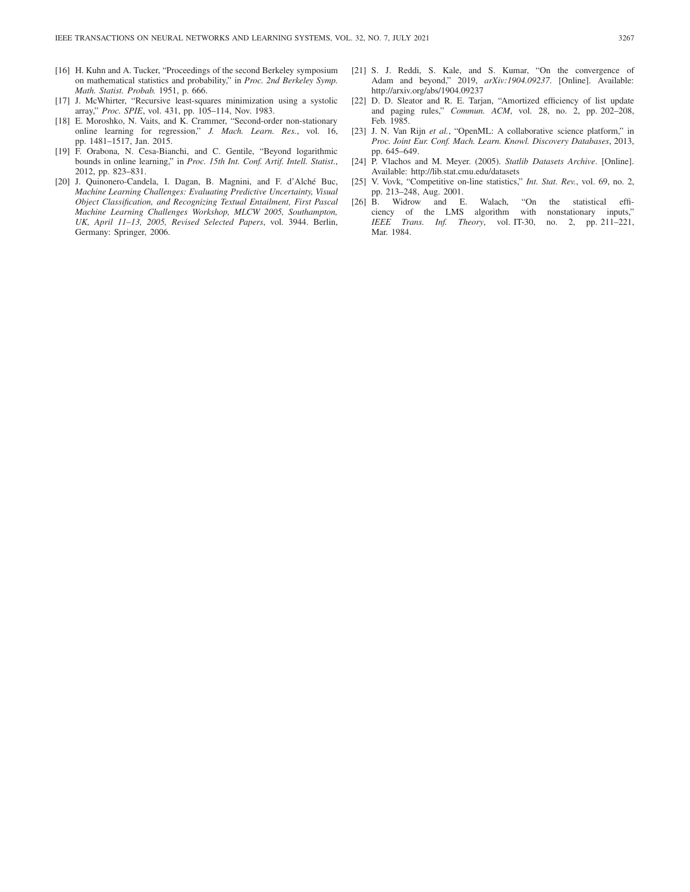[16] H. Kuhn and A. Tucker, "Proceedings of the second Berkeley symposium on mathematical statistics and probability," in *Proc. 2nd Berkeley Symp. Math. Statist. Probab.* 1951, p. 666.

[17] J. McWhirter, "Recursive least-squares minimization using a systolic array," *Proc. SPIE*, vol. 431, pp. 105–114, Nov. 1983.

[18] E. Moroshko, N. Vaits, and K. Crammer, "Second-order non-stationary online learning for regression," *J. Mach. Learn. Res.*, vol. 16, pp. 1481–1517, Jan. 2015.

[19] F. Orabona, N. Cesa-Bianchi, and C. Gentile, "Beyond logarithmic bounds in online learning," in *Proc. 15th Int. Conf. Artif. Intell. Statist.*, 2012, pp. 823–831.

[20] J. Quinonero-Candela, I. Dagan, B. Magnini, and F. d'Alché Buc, *Machine Learning Challenges: Evaluating Predictive Uncertainty, Visual Object Classification, and Recognizing Textual Entailment, First Pascal Machine Learning Challenges Workshop, MLCW 2005, Southampton, UK, April 11–13, 2005, Revised Selected Papers*, vol. 3944. Berlin, Germany: Springer, 2006.

[21] S. J. Reddi, S. Kale, and S. Kumar, "On the convergence of Adam and beyond," 2019, *arXiv:1904.09237*. [Online]. Available: http://arxiv.org/abs/1904.09237

[22] D. D. Sleator and R. E. Tarjan, "Amortized efficiency of list update and paging rules," *Commun. ACM*, vol. 28, no. 2, pp. 202–208, Feb. 1985.

[23] J. N. Van Rijn *et al.*, "OpenML: A collaborative science platform," in *Proc. Joint Eur. Conf. Mach. Learn. Knowl. Discovery Databases*, 2013, pp. 645–649.

[24] P. Vlachos and M. Meyer. (2005). *Statlib Datasets Archive*. [Online]. Available: http://lib.stat.cmu.edu/datasets

[25] V. Vovk, "Competitive on-line statistics," *Int. Stat. Rev.*, vol. 69, no. 2, pp. 213–248, Aug. 2001.

[26] B. Widrow and E. Walach, "On the statistical efficiency of the LMS algorithm with nonstationary inputs," *IEEE Trans. Inf. Theory*, vol. IT-30, no. 2, pp. 211–221, Mar. 1984.